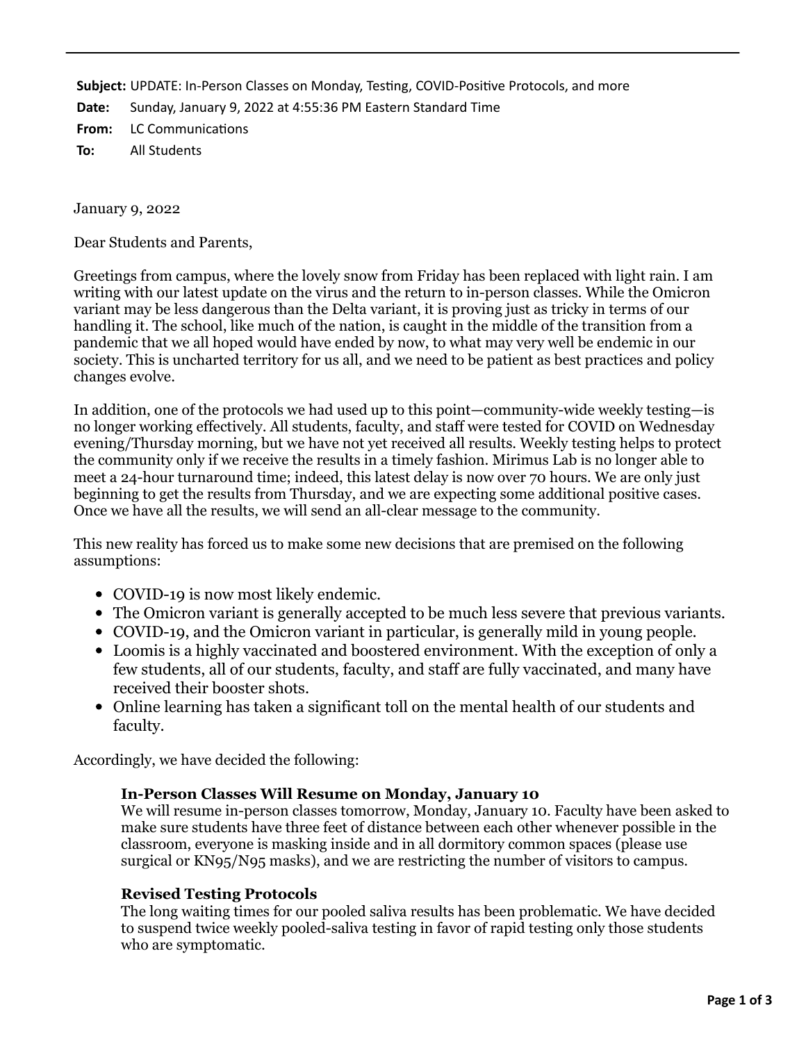**Subject:** UPDATE: In-Person Classes on Monday, Testing, COVID-Positive Protocols, and more
**Date:** Sunday, January 9, 2022 at 4:55:36 PM Eastern Standard Time
**From:** LC Communications
**To:** All Students

January 9, 2022

Dear Students and Parents,

Greetings from campus, where the lovely snow from Friday has been replaced with light rain. I am writing with our latest update on the virus and the return to in-person classes. While the Omicron variant may be less dangerous than the Delta variant, it is proving just as tricky in terms of our handling it. The school, like much of the nation, is caught in the middle of the transition from a pandemic that we all hoped would have ended by now, to what may very well be endemic in our society. This is uncharted territory for us all, and we need to be patient as best practices and policy changes evolve.

In addition, one of the protocols we had used up to this point—community-wide weekly testing—is no longer working effectively. All students, faculty, and staff were tested for COVID on Wednesday evening/Thursday morning, but we have not yet received all results. Weekly testing helps to protect the community only if we receive the results in a timely fashion. Mirimus Lab is no longer able to meet a 24-hour turnaround time; indeed, this latest delay is now over 70 hours. We are only just beginning to get the results from Thursday, and we are expecting some additional positive cases. Once we have all the results, we will send an all-clear message to the community.

This new reality has forced us to make some new decisions that are premised on the following assumptions:

- COVID-19 is now most likely endemic.
- The Omicron variant is generally accepted to be much less severe that previous variants.
- COVID-19, and the Omicron variant in particular, is generally mild in young people.
- Loomis is a highly vaccinated and boostered environment. With the exception of only a few students, all of our students, faculty, and staff are fully vaccinated, and many have received their booster shots.
- Online learning has taken a significant toll on the mental health of our students and faculty.

Accordingly, we have decided the following:

**In-Person Classes Will Resume on Monday, January 10**
We will resume in-person classes tomorrow, Monday, January 10. Faculty have been asked to make sure students have three feet of distance between each other whenever possible in the classroom, everyone is masking inside and in all dormitory common spaces (please use surgical or KN95/N95 masks), and we are restricting the number of visitors to campus.

**Revised Testing Protocols**
The long waiting times for our pooled saliva results has been problematic. We have decided to suspend twice weekly pooled-saliva testing in favor of rapid testing only those students who are symptomatic.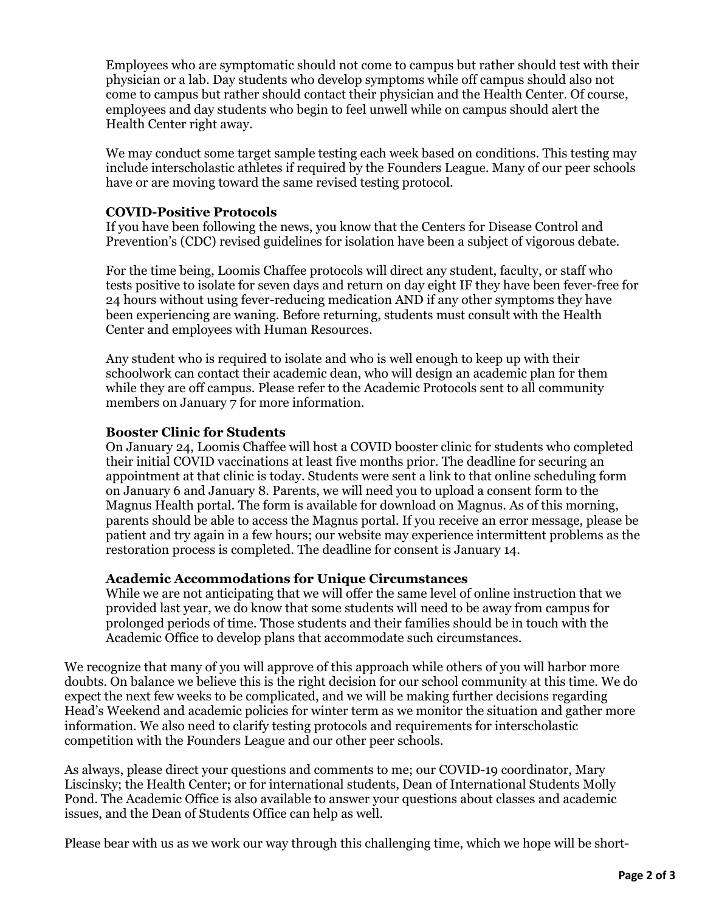Employees who are symptomatic should not come to campus but rather should test with their physician or a lab. Day students who develop symptoms while off campus should also not come to campus but rather should contact their physician and the Health Center. Of course, employees and day students who begin to feel unwell while on campus should alert the Health Center right away.

We may conduct some target sample testing each week based on conditions. This testing may include interscholastic athletes if required by the Founders League. Many of our peer schools have or are moving toward the same revised testing protocol.

**COVID-Positive Protocols**

If you have been following the news, you know that the Centers for Disease Control and Prevention's (CDC) revised guidelines for isolation have been a subject of vigorous debate.

For the time being, Loomis Chaffee protocols will direct any student, faculty, or staff who tests positive to isolate for seven days and return on day eight IF they have been fever-free for 24 hours without using fever-reducing medication AND if any other symptoms they have been experiencing are waning. Before returning, students must consult with the Health Center and employees with Human Resources.

Any student who is required to isolate and who is well enough to keep up with their schoolwork can contact their academic dean, who will design an academic plan for them while they are off campus. Please refer to the Academic Protocols sent to all community members on January 7 for more information.

**Booster Clinic for Students**

On January 24, Loomis Chaffee will host a COVID booster clinic for students who completed their initial COVID vaccinations at least five months prior. The deadline for securing an appointment at that clinic is today. Students were sent a link to that online scheduling form on January 6 and January 8. Parents, we will need you to upload a consent form to the Magnus Health portal. The form is available for download on Magnus. As of this morning, parents should be able to access the Magnus portal. If you receive an error message, please be patient and try again in a few hours; our website may experience intermittent problems as the restoration process is completed. The deadline for consent is January 14.

**Academic Accommodations for Unique Circumstances**

While we are not anticipating that we will offer the same level of online instruction that we provided last year, we do know that some students will need to be away from campus for prolonged periods of time. Those students and their families should be in touch with the Academic Office to develop plans that accommodate such circumstances.

We recognize that many of you will approve of this approach while others of you will harbor more doubts. On balance we believe this is the right decision for our school community at this time. We do expect the next few weeks to be complicated, and we will be making further decisions regarding Head's Weekend and academic policies for winter term as we monitor the situation and gather more information. We also need to clarify testing protocols and requirements for interscholastic competition with the Founders League and our other peer schools.

As always, please direct your questions and comments to me; our COVID-19 coordinator, Mary Liscinsky; the Health Center; or for international students, Dean of International Students Molly Pond. The Academic Office is also available to answer your questions about classes and academic issues, and the Dean of Students Office can help as well.

Please bear with us as we work our way through this challenging time, which we hope will be short-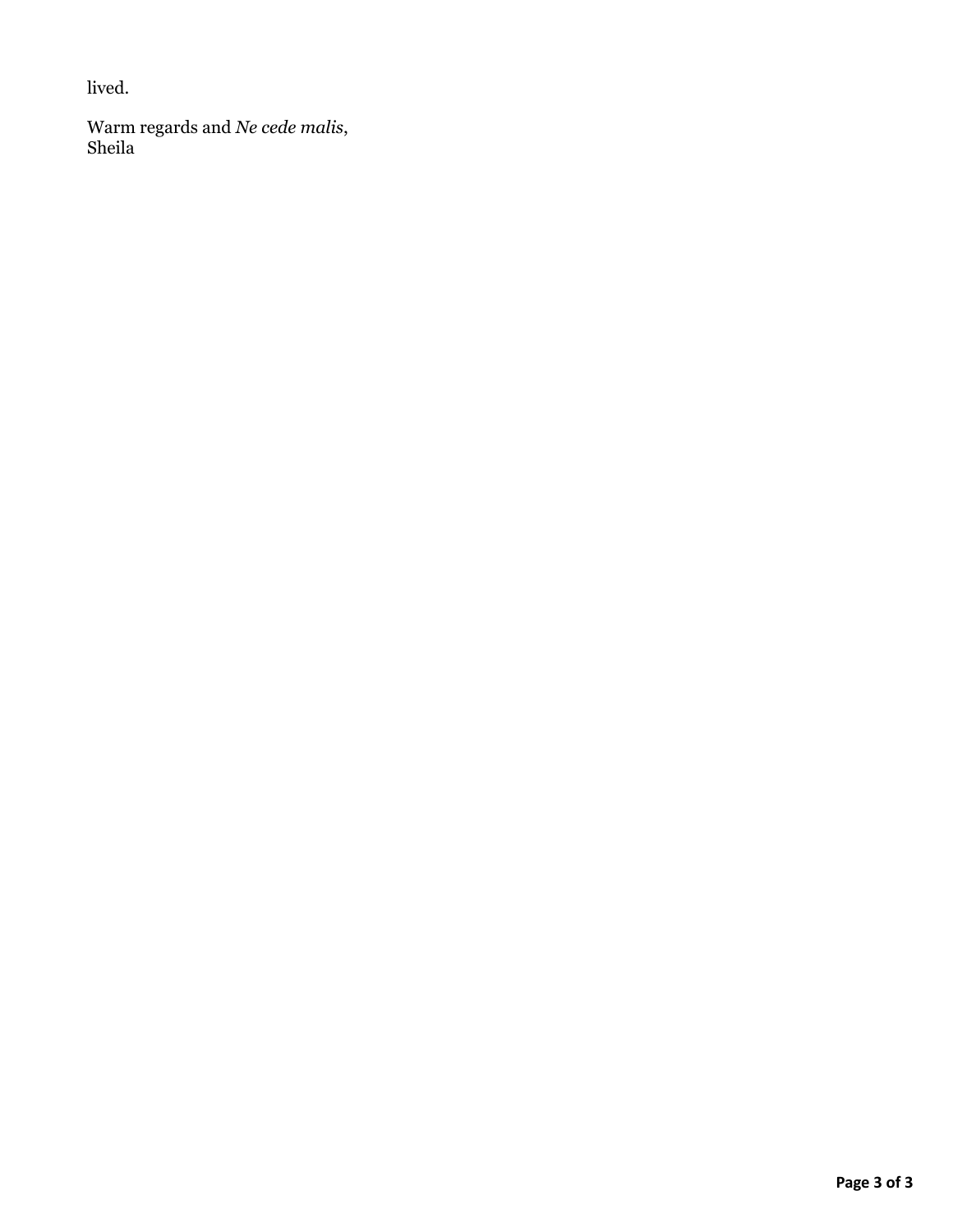lived.

Warm regards and *Ne cede malis*,
Sheila